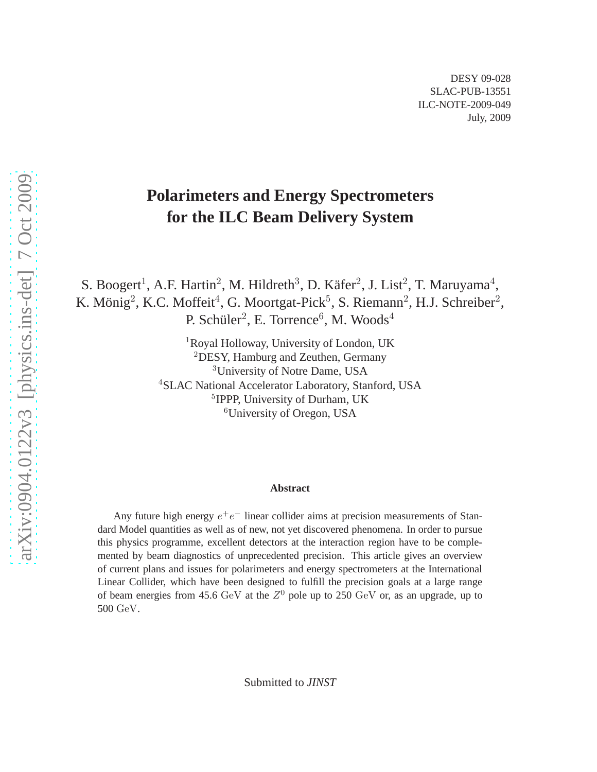DESY 09-028
SLAC-PUB-13551
ILC-NOTE-2009-049
July, 2009

# Polarimeters and Energy Spectrometers for the ILC Beam Delivery System

S. Boogert[1], A.F. Hartin[2], M. Hildreth[3], D. Käfer[2], J. List[2], T. Maruyama[4], K. Mönig[2], K.C. Moffeit[4], G. Moortgat-Pick[5], S. Riemann[2], H.J. Schreiber[2], P. Schüler[2], E. Torrence[6], M. Woods[4]

[1]Royal Holloway, University of London, UK
[2]DESY, Hamburg and Zeuthen, Germany
[3]University of Notre Dame, USA
[4]SLAC National Accelerator Laboratory, Stanford, USA
[5]IPPP, University of Durham, UK
[6]University of Oregon, USA

**Abstract**

Any future high energy $e^+e^-$ linear collider aims at precision measurements of Standard Model quantities as well as of new, not yet discovered phenomena. In order to pursue this physics programme, excellent detectors at the interaction region have to be complemented by beam diagnostics of unprecedented precision. This article gives an overview of current plans and issues for polarimeters and energy spectrometers at the International Linear Collider, which have been designed to fulfill the precision goals at a large range of beam energies from 45.6 $\mathrm{GeV}$ at the $Z^0$ pole up to 250 $\mathrm{GeV}$ or, as an upgrade, up to 500 $\mathrm{GeV}$.

Submitted to *JINST*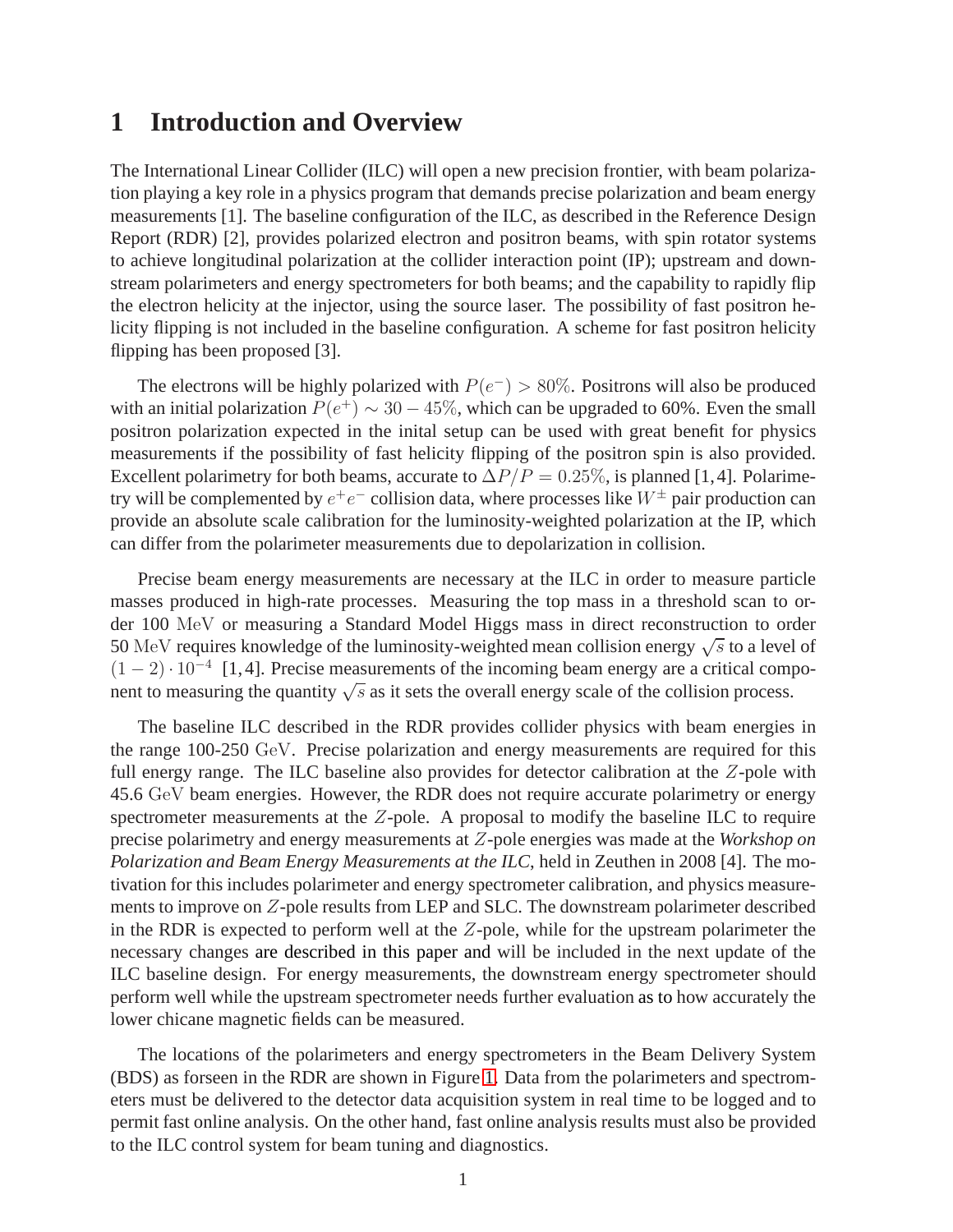# 1 Introduction and Overview

The International Linear Collider (ILC) will open a new precision frontier, with beam polarization playing a key role in a physics program that demands precise polarization and beam energy measurements [1]. The baseline configuration of the ILC, as described in the Reference Design Report (RDR) [2], provides polarized electron and positron beams, with spin rotator systems to achieve longitudinal polarization at the collider interaction point (IP); upstream and downstream polarimeters and energy spectrometers for both beams; and the capability to rapidly flip the electron helicity at the injector, using the source laser. The possibility of fast positron helicity flipping is not included in the baseline configuration. A scheme for fast positron helicity flipping has been proposed [3].

The electrons will be highly polarized with $P(e^-) > 80\%$. Positrons will also be produced with an initial polarization $P(e^+) \sim 30-45\%$, which can be upgraded to 60%. Even the small positron polarization expected in the inital setup can be used with great benefit for physics measurements if the possibility of fast helicity flipping of the positron spin is also provided. Excellent polarimetry for both beams, accurate to $\Delta P/P = 0.25\%$, is planned [1,4]. Polarimetry will be complemented by $e^+e^-$ collision data, where processes like $W^\pm$ pair production can provide an absolute scale calibration for the luminosity-weighted polarization at the IP, which can differ from the polarimeter measurements due to depolarization in collision.

Precise beam energy measurements are necessary at the ILC in order to measure particle masses produced in high-rate processes. Measuring the top mass in a threshold scan to order 100 $\mathrm{MeV}$ or measuring a Standard Model Higgs mass in direct reconstruction to order 50 $\mathrm{MeV}$ requires knowledge of the luminosity-weighted mean collision energy $\sqrt{s}$ to a level of $(1-2)\cdot 10^{-4}$ [1,4]. Precise measurements of the incoming beam energy are a critical component to measuring the quantity $\sqrt{s}$ as it sets the overall energy scale of the collision process.

The baseline ILC described in the RDR provides collider physics with beam energies in the range 100-250 $\mathrm{GeV}$. Precise polarization and energy measurements are required for this full energy range. The ILC baseline also provides for detector calibration at the $Z$-pole with 45.6 $\mathrm{GeV}$ beam energies. However, the RDR does not require accurate polarimetry or energy spectrometer measurements at the $Z$-pole. A proposal to modify the baseline ILC to require precise polarimetry and energy measurements at $Z$-pole energies was made at the *Workshop on Polarization and Beam Energy Measurements at the ILC*, held in Zeuthen in 2008 [4]. The motivation for this includes polarimeter and energy spectrometer calibration, and physics measurements to improve on $Z$-pole results from LEP and SLC. The downstream polarimeter described in the RDR is expected to perform well at the $Z$-pole, while for the upstream polarimeter the necessary changes are described in this paper and will be included in the next update of the ILC baseline design. For energy measurements, the downstream energy spectrometer should perform well while the upstream spectrometer needs further evaluation as to how accurately the lower chicane magnetic fields can be measured.

The locations of the polarimeters and energy spectrometers in the Beam Delivery System (BDS) as forseen in the RDR are shown in Figure 1. Data from the polarimeters and spectrometers must be delivered to the detector data acquisition system in real time to be logged and to permit fast online analysis. On the other hand, fast online analysis results must also be provided to the ILC control system for beam tuning and diagnostics.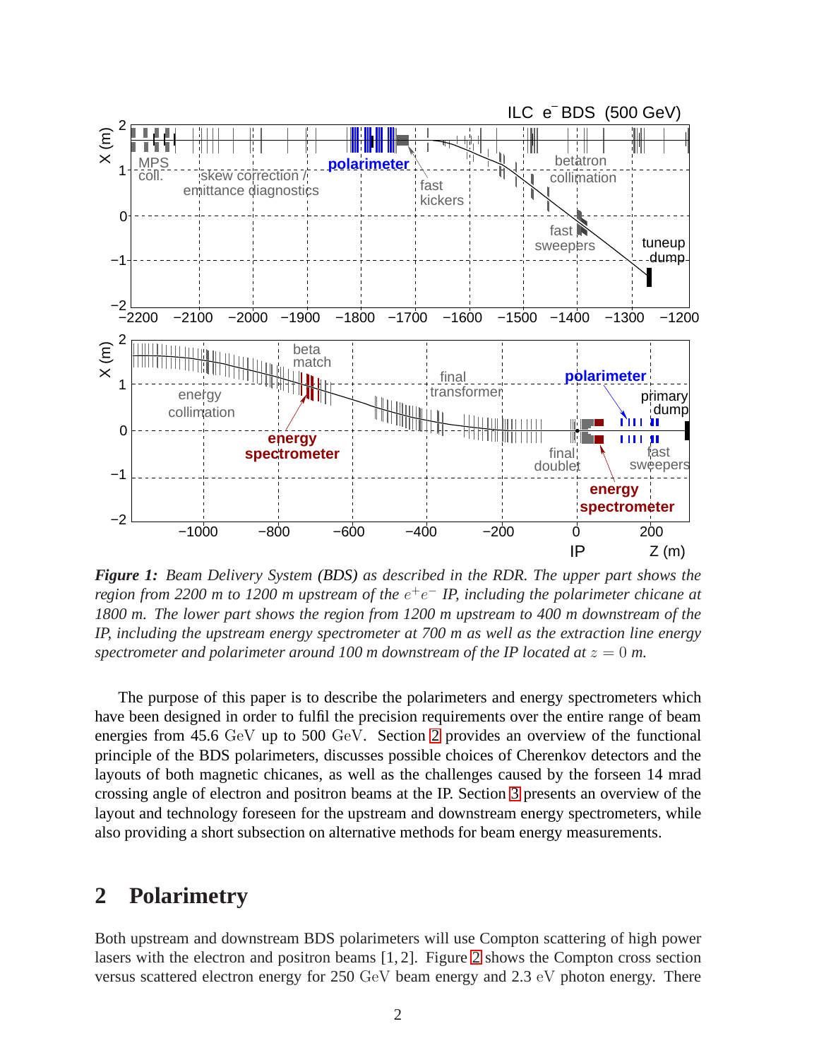*Figure 1: Beam Delivery System (BDS) as described in the RDR. The upper part shows the region from 2200 m to 1200 m upstream of the $e^+e^-$ IP, including the polarimeter chicane at 1800 m. The lower part shows the region from 1200 m upstream to 400 m downstream of the IP, including the upstream energy spectrometer at 700 m as well as the extraction line energy spectrometer and polarimeter around 100 m downstream of the IP located at $z = 0$ m.*

The purpose of this paper is to describe the polarimeters and energy spectrometers which have been designed in order to fulfil the precision requirements over the entire range of beam energies from 45.6 GeV up to 500 GeV. Section 2 provides an overview of the functional principle of the BDS polarimeters, discusses possible choices of Cherenkov detectors and the layouts of both magnetic chicanes, as well as the challenges caused by the forseen 14 mrad crossing angle of electron and positron beams at the IP. Section 3 presents an overview of the layout and technology foreseen for the upstream and downstream energy spectrometers, while also providing a short subsection on alternative methods for beam energy measurements.

## 2 Polarimetry

Both upstream and downstream BDS polarimeters will use Compton scattering of high power lasers with the electron and positron beams [1, 2]. Figure 2 shows the Compton cross section versus scattered electron energy for 250 GeV beam energy and 2.3 eV photon energy. There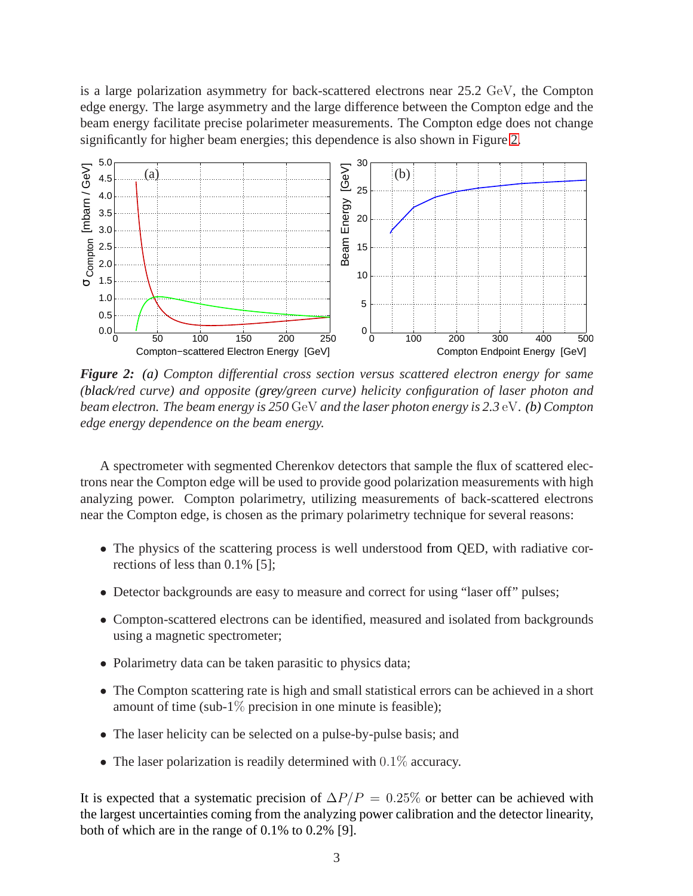is a large polarization asymmetry for back-scattered electrons near 25.2 GeV, the Compton edge energy. The large asymmetry and the large difference between the Compton edge and the beam energy facilitate precise polarimeter measurements. The Compton edge does not change significantly for higher beam energies; this dependence is also shown in Figure 2.

*Figure 2: (a) Compton differential cross section versus scattered electron energy for same (black/red curve) and opposite (grey/green curve) helicity configuration of laser photon and beam electron. The beam energy is 250 GeV and the laser photon energy is 2.3 eV. (b) Compton edge energy dependence on the beam energy.*

A spectrometer with segmented Cherenkov detectors that sample the flux of scattered electrons near the Compton edge will be used to provide good polarization measurements with high analyzing power. Compton polarimetry, utilizing measurements of back-scattered electrons near the Compton edge, is chosen as the primary polarimetry technique for several reasons:

- The physics of the scattering process is well understood from QED, with radiative corrections of less than 0.1% [5];
- Detector backgrounds are easy to measure and correct for using "laser off" pulses;
- Compton-scattered electrons can be identified, measured and isolated from backgrounds using a magnetic spectrometer;
- Polarimetry data can be taken parasitic to physics data;
- The Compton scattering rate is high and small statistical errors can be achieved in a short amount of time (sub-1% precision in one minute is feasible);
- The laser helicity can be selected on a pulse-by-pulse basis; and
- The laser polarization is readily determined with 0.1% accuracy.

It is expected that a systematic precision of $\Delta P/P = 0.25\%$ or better can be achieved with the largest uncertainties coming from the analyzing power calibration and the detector linearity, both of which are in the range of 0.1% to 0.2% [9].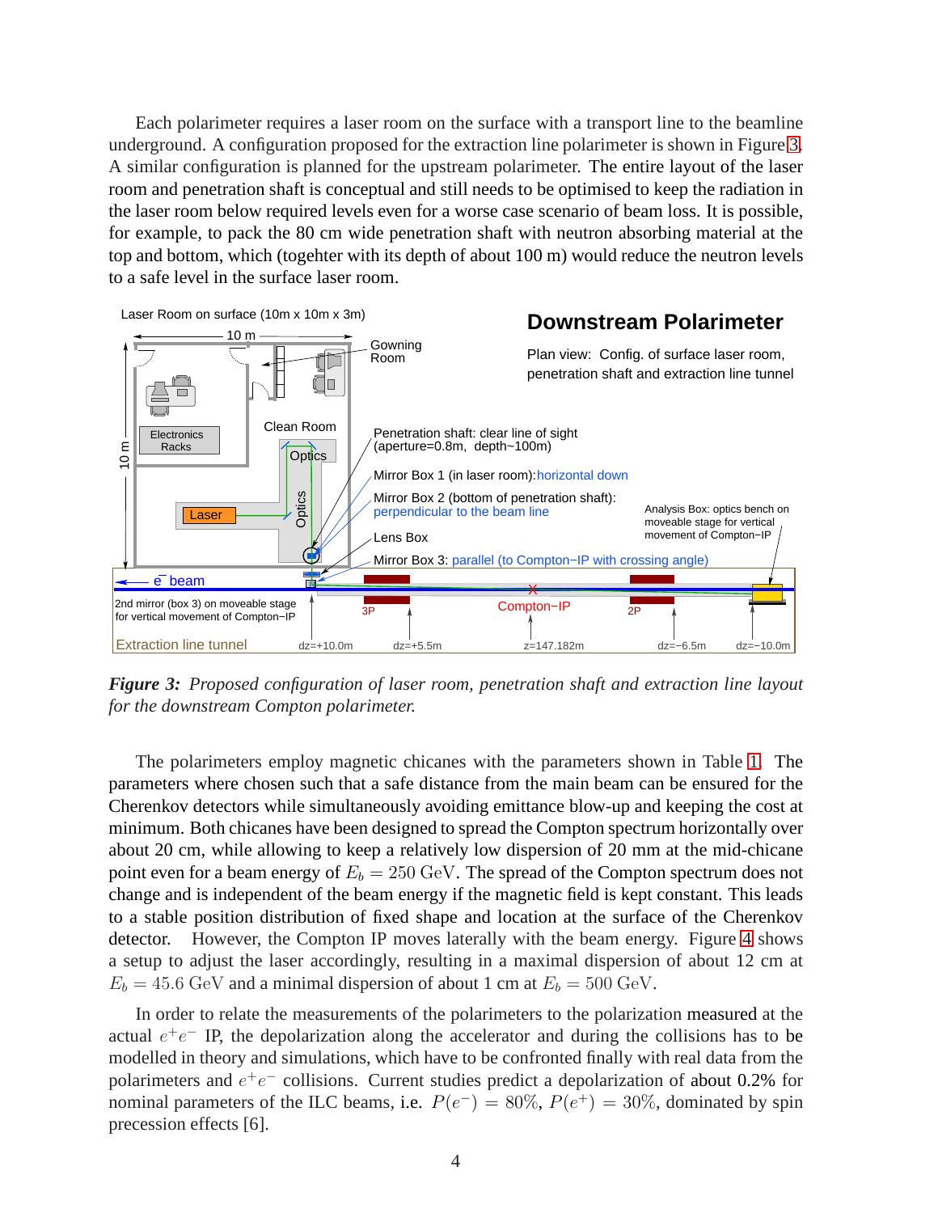Each polarimeter requires a laser room on the surface with a transport line to the beamline underground. A configuration proposed for the extraction line polarimeter is shown in Figure 3. A similar configuration is planned for the upstream polarimeter. The entire layout of the laser room and penetration shaft is conceptual and still needs to be optimised to keep the radiation in the laser room below required levels even for a worse case scenario of beam loss. It is possible, for example, to pack the 80 cm wide penetration shaft with neutron absorbing material at the top and bottom, which (togehter with its depth of about 100 m) would reduce the neutron levels to a safe level in the surface laser room.

***Figure 3:*** *Proposed configuration of laser room, penetration shaft and extraction line layout for the downstream Compton polarimeter.*

The polarimeters employ magnetic chicanes with the parameters shown in Table 1. The parameters where chosen such that a safe distance from the main beam can be ensured for the Cherenkov detectors while simultaneously avoiding emittance blow-up and keeping the cost at minimum. Both chicanes have been designed to spread the Compton spectrum horizontally over about 20 cm, while allowing to keep a relatively low dispersion of 20 mm at the mid-chicane point even for a beam energy of $E_b = 250$ GeV. The spread of the Compton spectrum does not change and is independent of the beam energy if the magnetic field is kept constant. This leads to a stable position distribution of fixed shape and location at the surface of the Cherenkov detector. However, the Compton IP moves laterally with the beam energy. Figure 4 shows a setup to adjust the laser accordingly, resulting in a maximal dispersion of about 12 cm at $E_b = 45.6$ GeV and a minimal dispersion of about 1 cm at $E_b = 500$ GeV.

In order to relate the measurements of the polarimeters to the polarization measured at the actual $e^+e^-$ IP, the depolarization along the accelerator and during the collisions has to be modelled in theory and simulations, which have to be confronted finally with real data from the polarimeters and $e^+e^-$ collisions. Current studies predict a depolarization of about 0.2% for nominal parameters of the ILC beams, i.e. $P(e^-) = 80\%$, $P(e^+) = 30\%$, dominated by spin precession effects [6].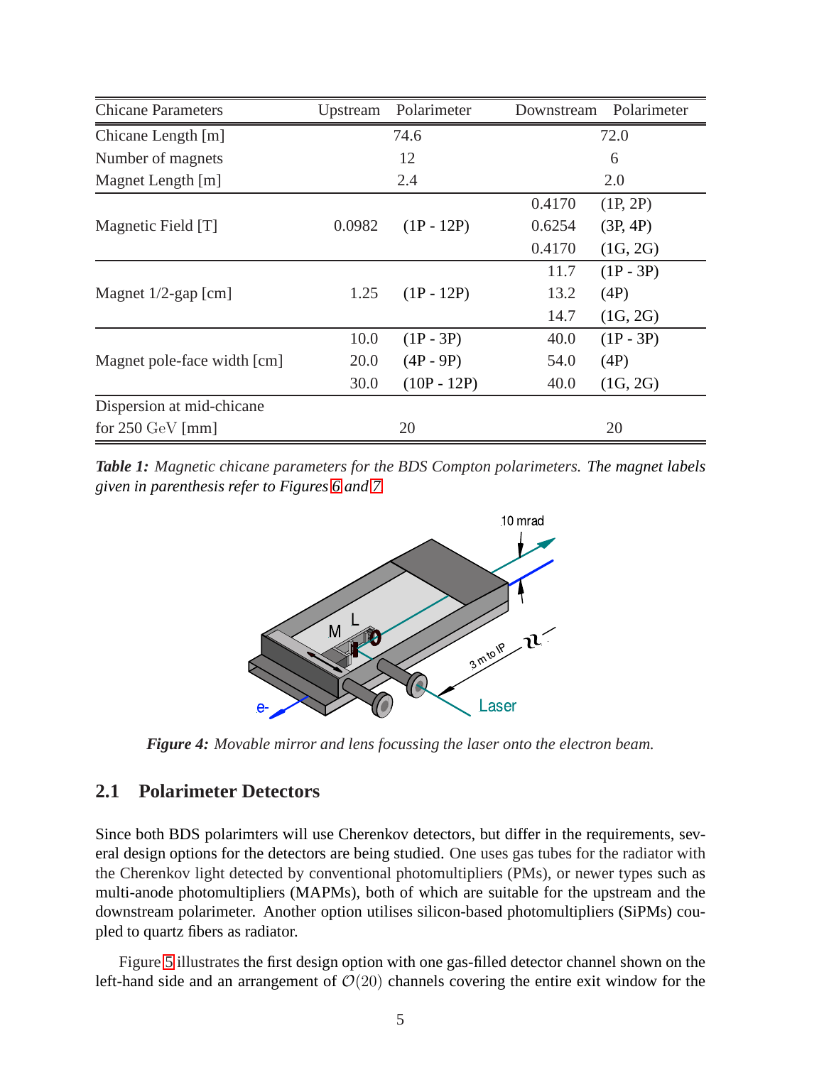| Chicane Parameters | Upstream | Polarimeter | Downstream | Polarimeter |
|---|---|---|---|---|
| Chicane Length [m] | 74.6 | | 72.0 | |
| Number of magnets | 12 | | 6 | |
| Magnet Length [m] | 2.4 | | 2.0 | |
| Magnetic Field [T] | 0.0982 | (1P - 12P) | 0.4170 | (1P, 2P) |
| | | | 0.6254 | (3P, 4P) |
| | | | 0.4170 | (1G, 2G) |
| Magnet 1/2-gap [cm] | 1.25 | (1P - 12P) | 11.7 | (1P - 3P) |
| | | | 13.2 | (4P) |
| | | | 14.7 | (1G, 2G) |
| Magnet pole-face width [cm] | 10.0 | (1P - 3P) | 40.0 | (1P - 3P) |
| | 20.0 | (4P - 9P) | 54.0 | (4P) |
| | 30.0 | (10P - 12P) | 40.0 | (1G, 2G) |
| Dispersion at mid-chicane for 250 GeV [mm] | 20 | | 20 | |

***Table 1:*** *Magnetic chicane parameters for the BDS Compton polarimeters. The magnet labels given in parenthesis refer to Figures 6 and 7.*

***Figure 4:*** *Movable mirror and lens focussing the laser onto the electron beam.*

## 2.1 Polarimeter Detectors

Since both BDS polarimters will use Cherenkov detectors, but differ in the requirements, several design options for the detectors are being studied. One uses gas tubes for the radiator with the Cherenkov light detected by conventional photomultipliers (PMs), or newer types such as multi-anode photomultipliers (MAPMs), both of which are suitable for the upstream and the downstream polarimeter. Another option utilises silicon-based photomultipliers (SiPMs) coupled to quartz fibers as radiator.

Figure 5 illustrates the first design option with one gas-filled detector channel shown on the left-hand side and an arrangement of $\mathcal{O}(20)$ channels covering the entire exit window for the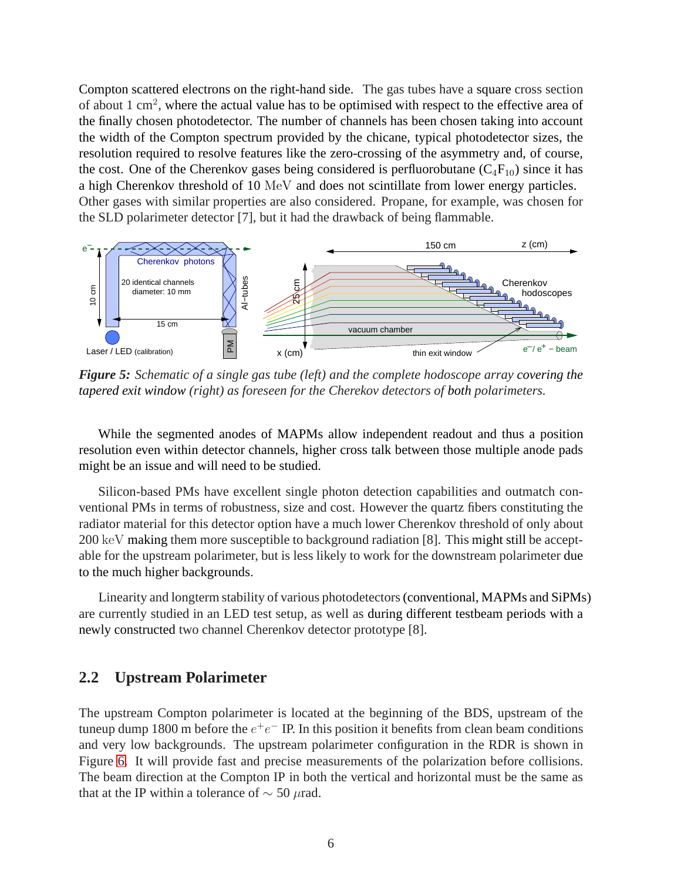Compton scattered electrons on the right-hand side. The gas tubes have a square cross section of about 1 $cm^2$, where the actual value has to be optimised with respect to the effective area of the finally chosen photodetector. The number of channels has been chosen taking into account the width of the Compton spectrum provided by the chicane, typical photodetector sizes, the resolution required to resolve features like the zero-crossing of the asymmetry and, of course, the cost. One of the Cherenkov gases being considered is perfluorobutane ($C_4F_{10}$) since it has a high Cherenkov threshold of 10 MeV and does not scintillate from lower energy particles. Other gases with similar properties are also considered. Propane, for example, was chosen for the SLD polarimeter detector [7], but it had the drawback of being flammable.

*Figure 5: Schematic of a single gas tube (left) and the complete hodoscope array covering the tapered exit window (right) as foreseen for the Cherekov detectors of both polarimeters.*

While the segmented anodes of MAPMs allow independent readout and thus a position resolution even within detector channels, higher cross talk between those multiple anode pads might be an issue and will need to be studied.

Silicon-based PMs have excellent single photon detection capabilities and outmatch conventional PMs in terms of robustness, size and cost. However the quartz fibers constituting the radiator material for this detector option have a much lower Cherenkov threshold of only about 200 keV making them more susceptible to background radiation [8]. This might still be acceptable for the upstream polarimeter, but is less likely to work for the downstream polarimeter due to the much higher backgrounds.

Linearity and longterm stability of various photodetectors (conventional, MAPMs and SiPMs) are currently studied in an LED test setup, as well as during different testbeam periods with a newly constructed two channel Cherenkov detector prototype [8].

## 2.2 Upstream Polarimeter

The upstream Compton polarimeter is located at the beginning of the BDS, upstream of the tuneup dump 1800 m before the $e^+e^-$ IP. In this position it benefits from clean beam conditions and very low backgrounds. The upstream polarimeter configuration in the RDR is shown in Figure 6. It will provide fast and precise measurements of the polarization before collisions. The beam direction at the Compton IP in both the vertical and horizontal must be the same as that at the IP within a tolerance of $\sim$ 50 $\mu$rad.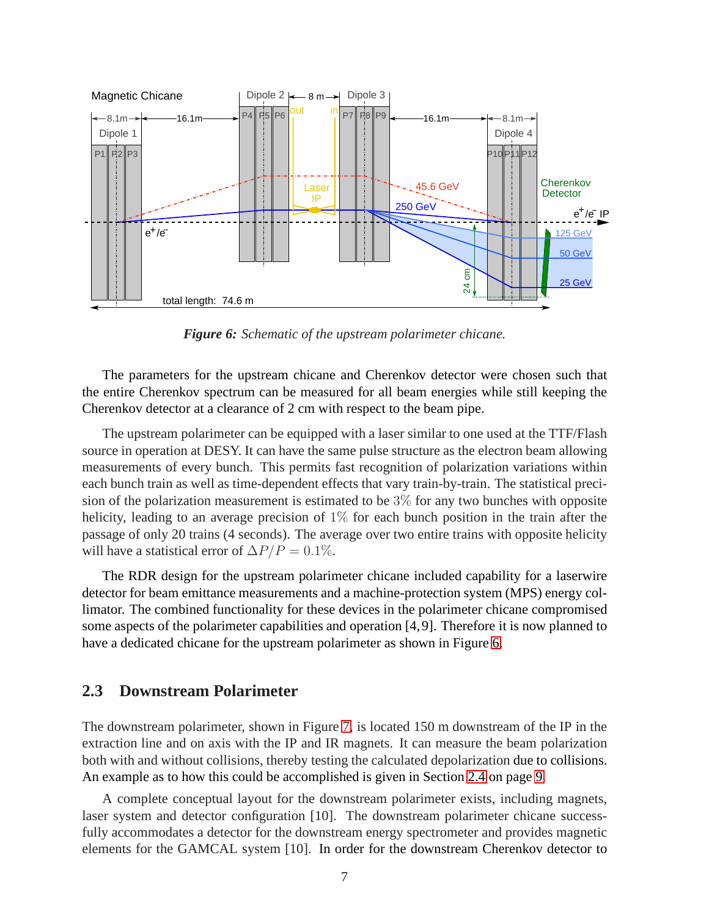*Figure 6: Schematic of the upstream polarimeter chicane.*

The parameters for the upstream chicane and Cherenkov detector were chosen such that the entire Cherenkov spectrum can be measured for all beam energies while still keeping the Cherenkov detector at a clearance of 2 cm with respect to the beam pipe.

The upstream polarimeter can be equipped with a laser similar to one used at the TTF/Flash source in operation at DESY. It can have the same pulse structure as the electron beam allowing measurements of every bunch. This permits fast recognition of polarization variations within each bunch train as well as time-dependent effects that vary train-by-train. The statistical precision of the polarization measurement is estimated to be $3\%$ for any two bunches with opposite helicity, leading to an average precision of $1\%$ for each bunch position in the train after the passage of only 20 trains (4 seconds). The average over two entire trains with opposite helicity will have a statistical error of $\Delta P/P = 0.1\%$.

The RDR design for the upstream polarimeter chicane included capability for a laserwire detector for beam emittance measurements and a machine-protection system (MPS) energy collimator. The combined functionality for these devices in the polarimeter chicane compromised some aspects of the polarimeter capabilities and operation [4,9]. Therefore it is now planned to have a dedicated chicane for the upstream polarimeter as shown in Figure 6.

## 2.3 Downstream Polarimeter

The downstream polarimeter, shown in Figure 7, is located 150 m downstream of the IP in the extraction line and on axis with the IP and IR magnets. It can measure the beam polarization both with and without collisions, thereby testing the calculated depolarization due to collisions. An example as to how this could be accomplished is given in Section 2.4 on page 9.

A complete conceptual layout for the downstream polarimeter exists, including magnets, laser system and detector configuration [10]. The downstream polarimeter chicane successfully accommodates a detector for the downstream energy spectrometer and provides magnetic elements for the GAMCAL system [10]. In order for the downstream Cherenkov detector to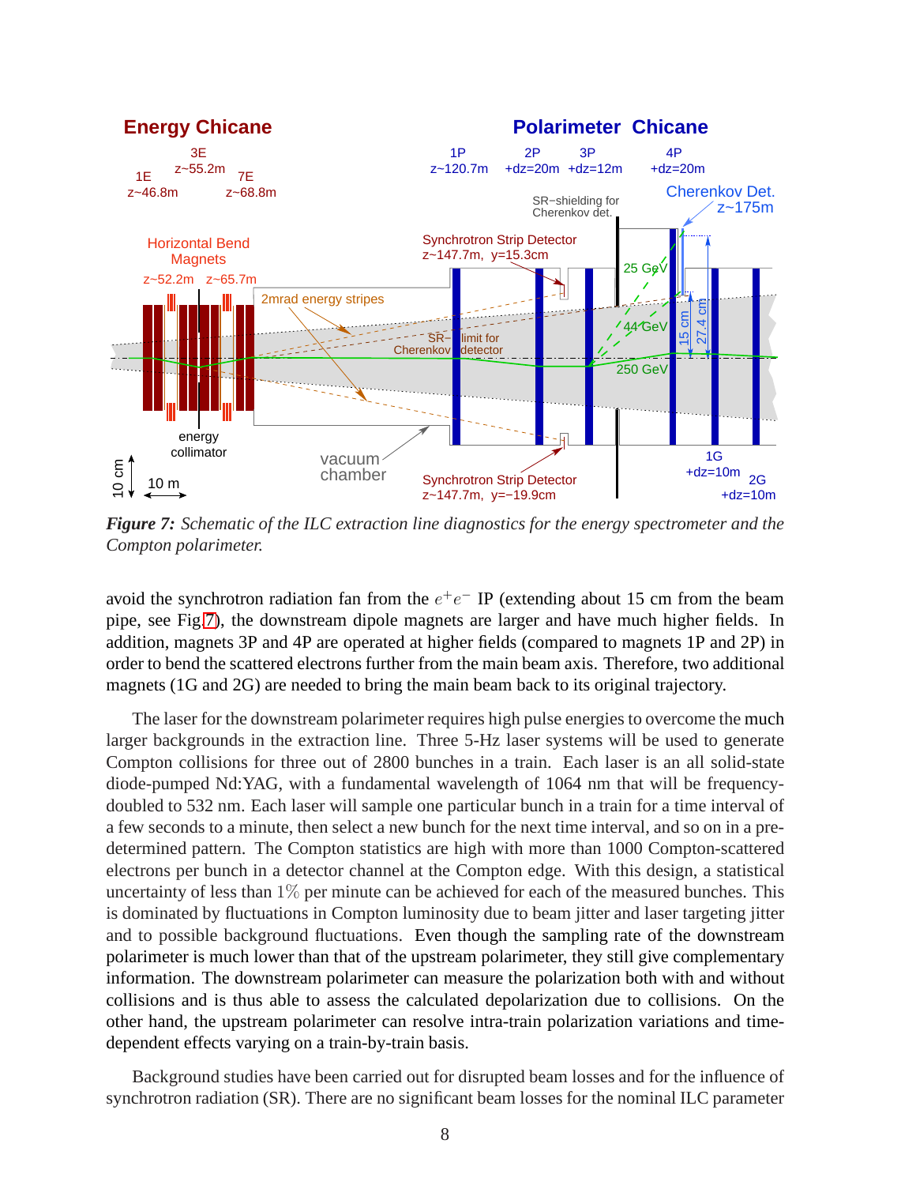*Figure 7: Schematic of the ILC extraction line diagnostics for the energy spectrometer and the Compton polarimeter.*

avoid the synchrotron radiation fan from the $e^+e^-$ IP (extending about 15 cm from the beam pipe, see Fig.7), the downstream dipole magnets are larger and have much higher fields. In addition, magnets 3P and 4P are operated at higher fields (compared to magnets 1P and 2P) in order to bend the scattered electrons further from the main beam axis. Therefore, two additional magnets (1G and 2G) are needed to bring the main beam back to its original trajectory.

The laser for the downstream polarimeter requires high pulse energies to overcome the much larger backgrounds in the extraction line. Three 5-Hz laser systems will be used to generate Compton collisions for three out of 2800 bunches in a train. Each laser is an all solid-state diode-pumped Nd:YAG, with a fundamental wavelength of 1064 nm that will be frequency-doubled to 532 nm. Each laser will sample one particular bunch in a train for a time interval of a few seconds to a minute, then select a new bunch for the next time interval, and so on in a pre-determined pattern. The Compton statistics are high with more than 1000 Compton-scattered electrons per bunch in a detector channel at the Compton edge. With this design, a statistical uncertainty of less than $1\%$ per minute can be achieved for each of the measured bunches. This is dominated by fluctuations in Compton luminosity due to beam jitter and laser targeting jitter and to possible background fluctuations. Even though the sampling rate of the downstream polarimeter is much lower than that of the upstream polarimeter, they still give complementary information. The downstream polarimeter can measure the polarization both with and without collisions and is thus able to assess the calculated depolarization due to collisions. On the other hand, the upstream polarimeter can resolve intra-train polarization variations and time-dependent effects varying on a train-by-train basis.

Background studies have been carried out for disrupted beam losses and for the influence of synchrotron radiation (SR). There are no significant beam losses for the nominal ILC parameter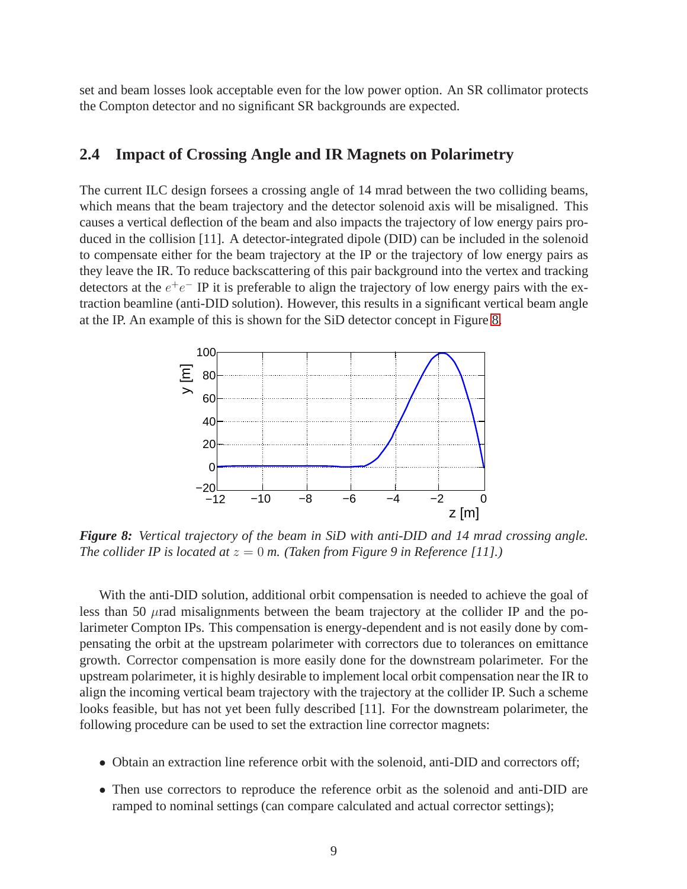set and beam losses look acceptable even for the low power option. An SR collimator protects the Compton detector and no significant SR backgrounds are expected.

## 2.4 Impact of Crossing Angle and IR Magnets on Polarimetry

The current ILC design forsees a crossing angle of 14 mrad between the two colliding beams, which means that the beam trajectory and the detector solenoid axis will be misaligned. This causes a vertical deflection of the beam and also impacts the trajectory of low energy pairs produced in the collision [11]. A detector-integrated dipole (DID) can be included in the solenoid to compensate either for the beam trajectory at the IP or the trajectory of low energy pairs as they leave the IR. To reduce backscattering of this pair background into the vertex and tracking detectors at the $e^+e^-$ IP it is preferable to align the trajectory of low energy pairs with the extraction beamline (anti-DID solution). However, this results in a significant vertical beam angle at the IP. An example of this is shown for the SiD detector concept in Figure 8.

*Figure 8: Vertical trajectory of the beam in SiD with anti-DID and 14 mrad crossing angle. The collider IP is located at $z = 0$ m. (Taken from Figure 9 in Reference [11].)*

With the anti-DID solution, additional orbit compensation is needed to achieve the goal of less than 50 $\mu$rad misalignments between the beam trajectory at the collider IP and the polarimeter Compton IPs. This compensation is energy-dependent and is not easily done by compensating the orbit at the upstream polarimeter with correctors due to tolerances on emittance growth. Corrector compensation is more easily done for the downstream polarimeter. For the upstream polarimeter, it is highly desirable to implement local orbit compensation near the IR to align the incoming vertical beam trajectory with the trajectory at the collider IP. Such a scheme looks feasible, but has not yet been fully described [11]. For the downstream polarimeter, the following procedure can be used to set the extraction line corrector magnets:

- Obtain an extraction line reference orbit with the solenoid, anti-DID and correctors off;
- Then use correctors to reproduce the reference orbit as the solenoid and anti-DID are ramped to nominal settings (can compare calculated and actual corrector settings);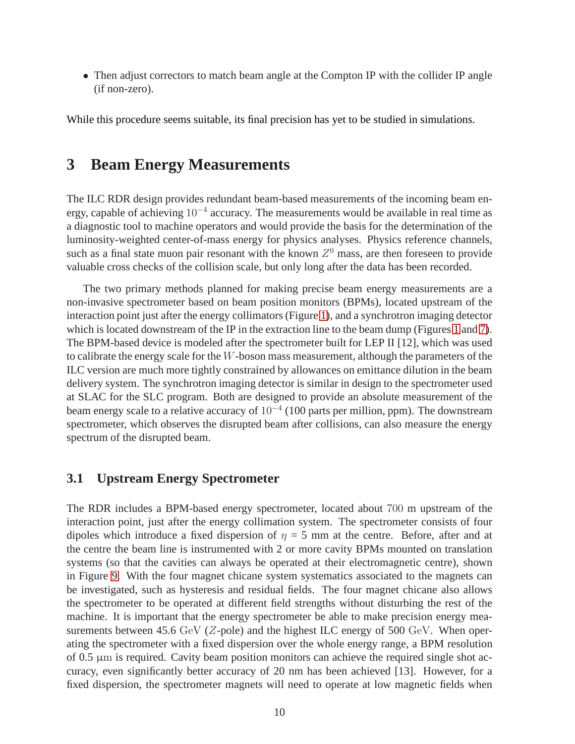- Then adjust correctors to match beam angle at the Compton IP with the collider IP angle (if non-zero).

While this procedure seems suitable, its final precision has yet to be studied in simulations.

# 3 Beam Energy Measurements

The ILC RDR design provides redundant beam-based measurements of the incoming beam energy, capable of achieving $10^{-4}$ accuracy. The measurements would be available in real time as a diagnostic tool to machine operators and would provide the basis for the determination of the luminosity-weighted center-of-mass energy for physics analyses. Physics reference channels, such as a final state muon pair resonant with the known $Z^0$ mass, are then foreseen to provide valuable cross checks of the collision scale, but only long after the data has been recorded.

The two primary methods planned for making precise beam energy measurements are a non-invasive spectrometer based on beam position monitors (BPMs), located upstream of the interaction point just after the energy collimators (Figure 1), and a synchrotron imaging detector which is located downstream of the IP in the extraction line to the beam dump (Figures 1 and 7). The BPM-based device is modeled after the spectrometer built for LEP II [12], which was used to calibrate the energy scale for the $W$-boson mass measurement, although the parameters of the ILC version are much more tightly constrained by allowances on emittance dilution in the beam delivery system. The synchrotron imaging detector is similar in design to the spectrometer used at SLAC for the SLC program. Both are designed to provide an absolute measurement of the beam energy scale to a relative accuracy of $10^{-4}$ (100 parts per million, ppm). The downstream spectrometer, which observes the disrupted beam after collisions, can also measure the energy spectrum of the disrupted beam.

## 3.1 Upstream Energy Spectrometer

The RDR includes a BPM-based energy spectrometer, located about $700$ m upstream of the interaction point, just after the energy collimation system. The spectrometer consists of four dipoles which introduce a fixed dispersion of $\eta$ = 5 mm at the centre. Before, after and at the centre the beam line is instrumented with 2 or more cavity BPMs mounted on translation systems (so that the cavities can always be operated at their electromagnetic centre), shown in Figure 9. With the four magnet chicane system systematics associated to the magnets can be investigated, such as hysteresis and residual fields. The four magnet chicane also allows the spectrometer to be operated at different field strengths without disturbing the rest of the machine. It is important that the energy spectrometer be able to make precision energy measurements between 45.6 $\mathrm{GeV}$ ($Z$-pole) and the highest ILC energy of 500 $\mathrm{GeV}$. When operating the spectrometer with a fixed dispersion over the whole energy range, a BPM resolution of 0.5 $\mu$m is required. Cavity beam position monitors can achieve the required single shot accuracy, even significantly better accuracy of 20 nm has been achieved [13]. However, for a fixed dispersion, the spectrometer magnets will need to operate at low magnetic fields when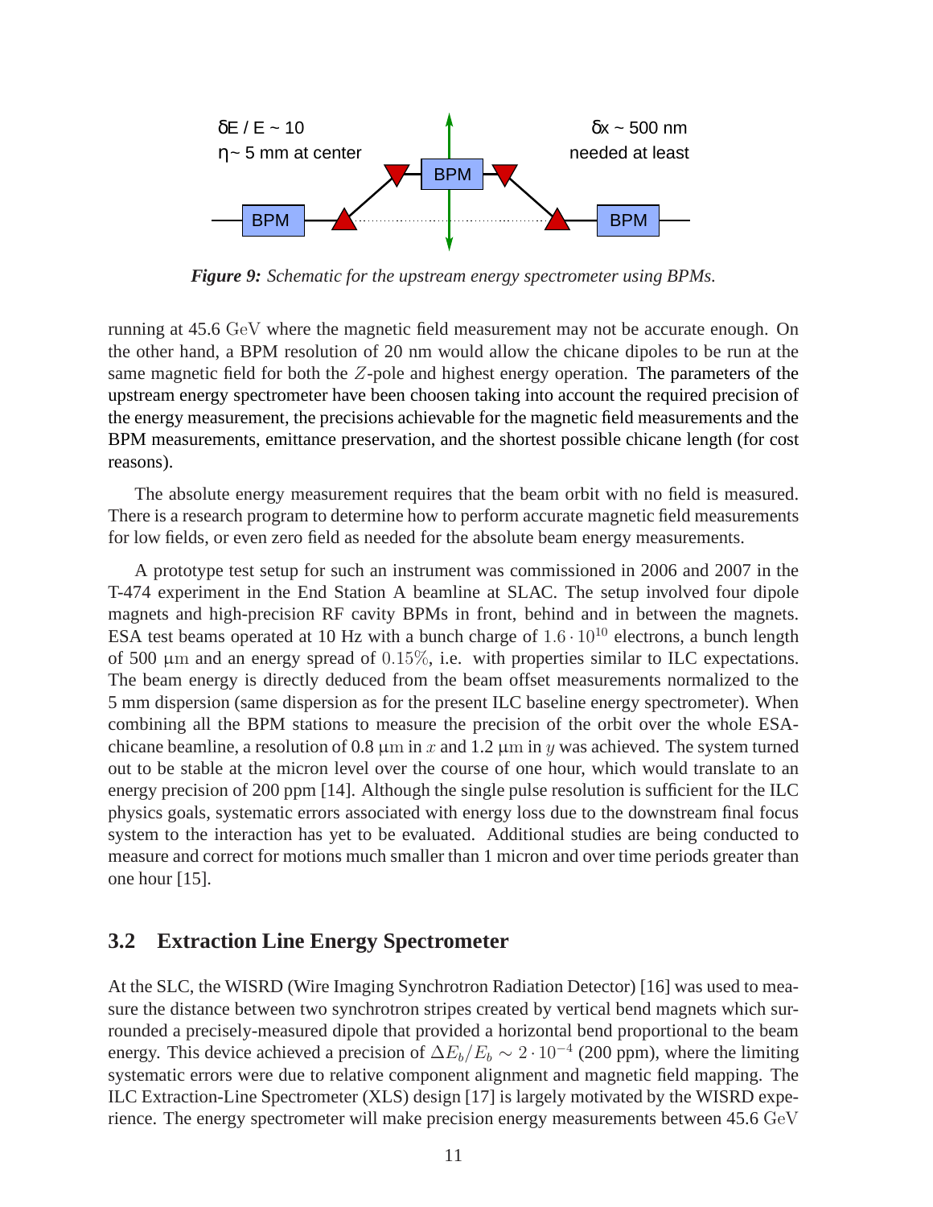*Figure 9: Schematic for the upstream energy spectrometer using BPMs.*

running at 45.6 $\mathrm{GeV}$ where the magnetic field measurement may not be accurate enough. On the other hand, a BPM resolution of 20 nm would allow the chicane dipoles to be run at the same magnetic field for both the $Z$-pole and highest energy operation. The parameters of the upstream energy spectrometer have been choosen taking into account the required precision of the energy measurement, the precisions achievable for the magnetic field measurements and the BPM measurements, emittance preservation, and the shortest possible chicane length (for cost reasons).

The absolute energy measurement requires that the beam orbit with no field is measured. There is a research program to determine how to perform accurate magnetic field measurements for low fields, or even zero field as needed for the absolute beam energy measurements.

A prototype test setup for such an instrument was commissioned in 2006 and 2007 in the T-474 experiment in the End Station A beamline at SLAC. The setup involved four dipole magnets and high-precision RF cavity BPMs in front, behind and in between the magnets. ESA test beams operated at 10 Hz with a bunch charge of $1.6 \cdot 10^{10}$ electrons, a bunch length of 500 $\mu\mathrm{m}$ and an energy spread of $0.15\%$, i.e. with properties similar to ILC expectations. The beam energy is directly deduced from the beam offset measurements normalized to the 5 mm dispersion (same dispersion as for the present ILC baseline energy spectrometer). When combining all the BPM stations to measure the precision of the orbit over the whole ESA-chicane beamline, a resolution of 0.8 $\mu\mathrm{m}$ in $x$ and 1.2 $\mu\mathrm{m}$ in $y$ was achieved. The system turned out to be stable at the micron level over the course of one hour, which would translate to an energy precision of 200 ppm [14]. Although the single pulse resolution is sufficient for the ILC physics goals, systematic errors associated with energy loss due to the downstream final focus system to the interaction has yet to be evaluated. Additional studies are being conducted to measure and correct for motions much smaller than 1 micron and over time periods greater than one hour [15].

## 3.2 Extraction Line Energy Spectrometer

At the SLC, the WISRD (Wire Imaging Synchrotron Radiation Detector) [16] was used to measure the distance between two synchrotron stripes created by vertical bend magnets which surrounded a precisely-measured dipole that provided a horizontal bend proportional to the beam energy. This device achieved a precision of $\Delta E_b/E_b \sim 2 \cdot 10^{-4}$ (200 ppm), where the limiting systematic errors were due to relative component alignment and magnetic field mapping. The ILC Extraction-Line Spectrometer (XLS) design [17] is largely motivated by the WISRD experience. The energy spectrometer will make precision energy measurements between 45.6 $\mathrm{GeV}$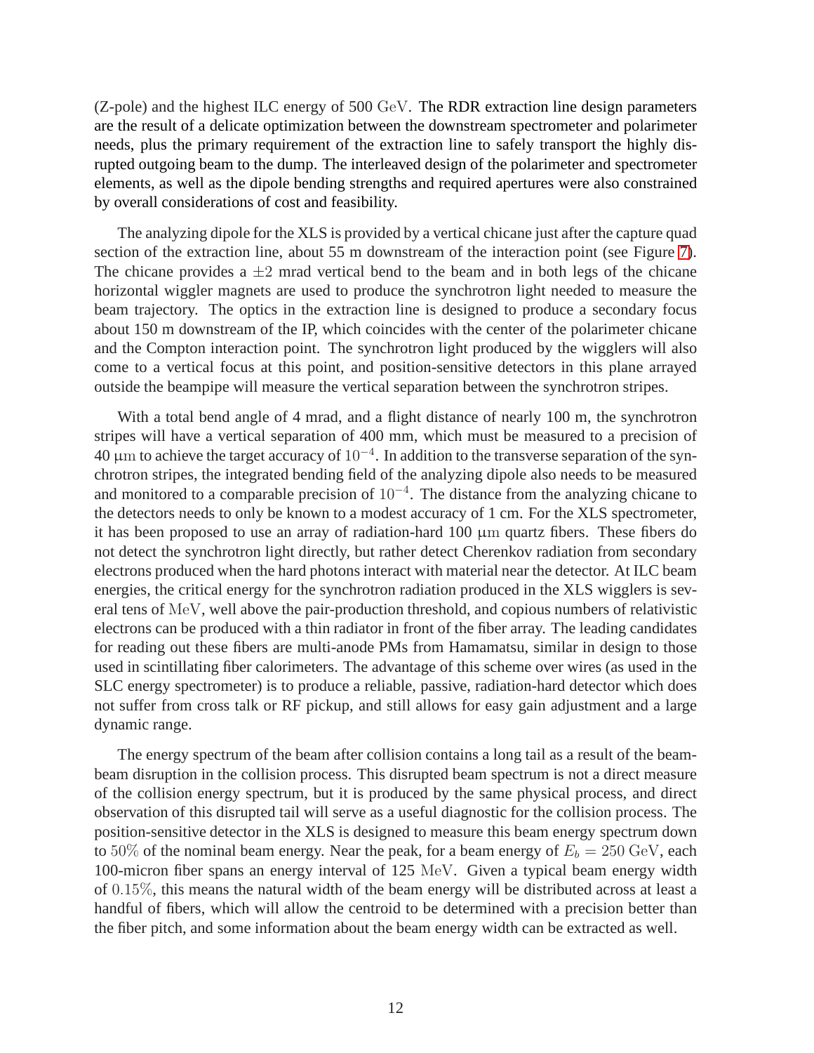(Z-pole) and the highest ILC energy of 500 $\mathrm{GeV}$. The RDR extraction line design parameters are the result of a delicate optimization between the downstream spectrometer and polarimeter needs, plus the primary requirement of the extraction line to safely transport the highly disrupted outgoing beam to the dump. The interleaved design of the polarimeter and spectrometer elements, as well as the dipole bending strengths and required apertures were also constrained by overall considerations of cost and feasibility.

The analyzing dipole for the XLS is provided by a vertical chicane just after the capture quad section of the extraction line, about 55 m downstream of the interaction point (see Figure 7). The chicane provides a $\pm 2$ mrad vertical bend to the beam and in both legs of the chicane horizontal wiggler magnets are used to produce the synchrotron light needed to measure the beam trajectory. The optics in the extraction line is designed to produce a secondary focus about 150 m downstream of the IP, which coincides with the center of the polarimeter chicane and the Compton interaction point. The synchrotron light produced by the wigglers will also come to a vertical focus at this point, and position-sensitive detectors in this plane arrayed outside the beampipe will measure the vertical separation between the synchrotron stripes.

With a total bend angle of 4 mrad, and a flight distance of nearly 100 m, the synchrotron stripes will have a vertical separation of 400 mm, which must be measured to a precision of 40 $\mu\mathrm{m}$ to achieve the target accuracy of $10^{-4}$. In addition to the transverse separation of the synchrotron stripes, the integrated bending field of the analyzing dipole also needs to be measured and monitored to a comparable precision of $10^{-4}$. The distance from the analyzing chicane to the detectors needs to only be known to a modest accuracy of 1 cm. For the XLS spectrometer, it has been proposed to use an array of radiation-hard 100 $\mu\mathrm{m}$ quartz fibers. These fibers do not detect the synchrotron light directly, but rather detect Cherenkov radiation from secondary electrons produced when the hard photons interact with material near the detector. At ILC beam energies, the critical energy for the synchrotron radiation produced in the XLS wigglers is several tens of $\mathrm{MeV}$, well above the pair-production threshold, and copious numbers of relativistic electrons can be produced with a thin radiator in front of the fiber array. The leading candidates for reading out these fibers are multi-anode PMs from Hamamatsu, similar in design to those used in scintillating fiber calorimeters. The advantage of this scheme over wires (as used in the SLC energy spectrometer) is to produce a reliable, passive, radiation-hard detector which does not suffer from cross talk or RF pickup, and still allows for easy gain adjustment and a large dynamic range.

The energy spectrum of the beam after collision contains a long tail as a result of the beam-beam disruption in the collision process. This disrupted beam spectrum is not a direct measure of the collision energy spectrum, but it is produced by the same physical process, and direct observation of this disrupted tail will serve as a useful diagnostic for the collision process. The position-sensitive detector in the XLS is designed to measure this beam energy spectrum down to $50\%$ of the nominal beam energy. Near the peak, for a beam energy of $E_b = 250\ \mathrm{GeV}$, each 100-micron fiber spans an energy interval of 125 $\mathrm{MeV}$. Given a typical beam energy width of $0.15\%$, this means the natural width of the beam energy will be distributed across at least a handful of fibers, which will allow the centroid to be determined with a precision better than the fiber pitch, and some information about the beam energy width can be extracted as well.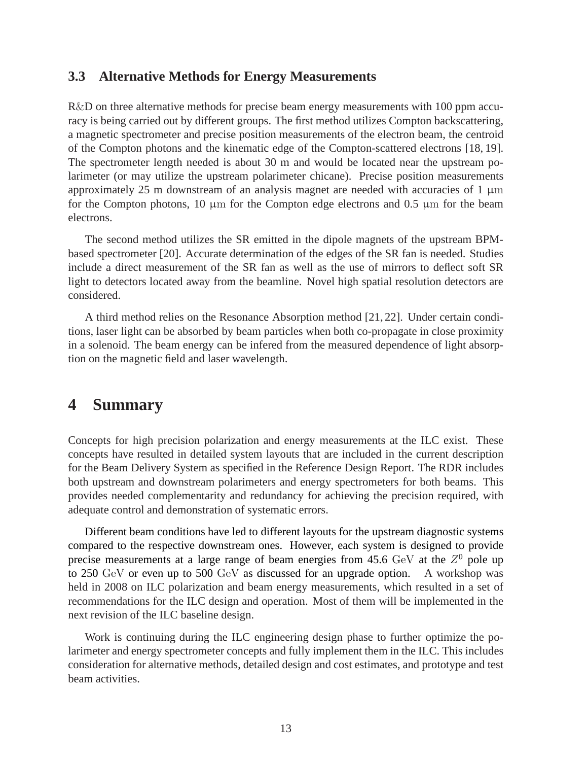### 3.3 Alternative Methods for Energy Measurements

R&D on three alternative methods for precise beam energy measurements with 100 ppm accuracy is being carried out by different groups. The first method utilizes Compton backscattering, a magnetic spectrometer and precise position measurements of the electron beam, the centroid of the Compton photons and the kinematic edge of the Compton-scattered electrons [18, 19]. The spectrometer length needed is about 30 m and would be located near the upstream polarimeter (or may utilize the upstream polarimeter chicane). Precise position measurements approximately 25 m downstream of an analysis magnet are needed with accuracies of 1 $\mu$m for the Compton photons, 10 $\mu$m for the Compton edge electrons and 0.5 $\mu$m for the beam electrons.

The second method utilizes the SR emitted in the dipole magnets of the upstream BPM-based spectrometer [20]. Accurate determination of the edges of the SR fan is needed. Studies include a direct measurement of the SR fan as well as the use of mirrors to deflect soft SR light to detectors located away from the beamline. Novel high spatial resolution detectors are considered.

A third method relies on the Resonance Absorption method [21, 22]. Under certain conditions, laser light can be absorbed by beam particles when both co-propagate in close proximity in a solenoid. The beam energy can be infered from the measured dependence of light absorption on the magnetic field and laser wavelength.

## 4 Summary

Concepts for high precision polarization and energy measurements at the ILC exist. These concepts have resulted in detailed system layouts that are included in the current description for the Beam Delivery System as specified in the Reference Design Report. The RDR includes both upstream and downstream polarimeters and energy spectrometers for both beams. This provides needed complementarity and redundancy for achieving the precision required, with adequate control and demonstration of systematic errors.

Different beam conditions have led to different layouts for the upstream diagnostic systems compared to the respective downstream ones. However, each system is designed to provide precise measurements at a large range of beam energies from 45.6 GeV at the $Z^0$ pole up to 250 GeV or even up to 500 GeV as discussed for an upgrade option. A workshop was held in 2008 on ILC polarization and beam energy measurements, which resulted in a set of recommendations for the ILC design and operation. Most of them will be implemented in the next revision of the ILC baseline design.

Work is continuing during the ILC engineering design phase to further optimize the polarimeter and energy spectrometer concepts and fully implement them in the ILC. This includes consideration for alternative methods, detailed design and cost estimates, and prototype and test beam activities.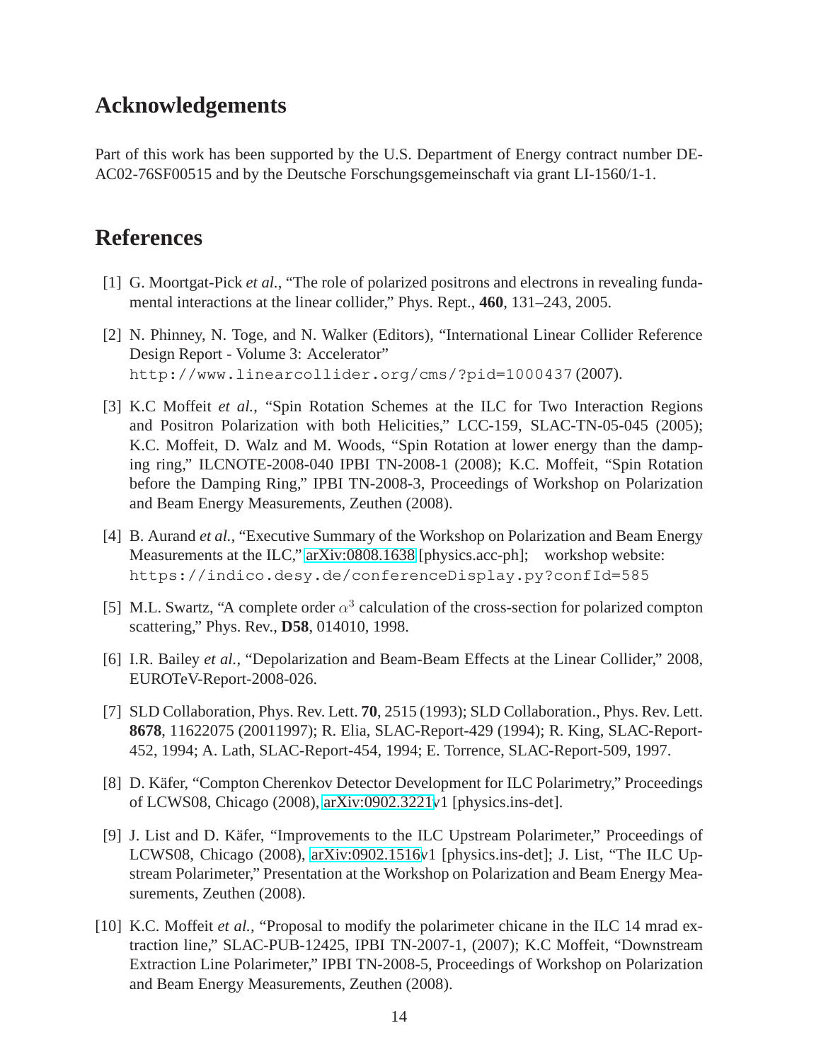## Acknowledgements

Part of this work has been supported by the U.S. Department of Energy contract number DE-AC02-76SF00515 and by the Deutsche Forschungsgemeinschaft via grant LI-1560/1-1.

## References

[1] G. Moortgat-Pick *et al.*, "The role of polarized positrons and electrons in revealing fundamental interactions at the linear collider," Phys. Rept., **460**, 131–243, 2005.

[2] N. Phinney, N. Toge, and N. Walker (Editors), "International Linear Collider Reference Design Report - Volume 3: Accelerator" `http://www.linearcollider.org/cms/?pid=1000437` (2007).

[3] K.C Moffeit *et al.*, "Spin Rotation Schemes at the ILC for Two Interaction Regions and Positron Polarization with both Helicities," LCC-159, SLAC-TN-05-045 (2005); K.C. Moffeit, D. Walz and M. Woods, "Spin Rotation at lower energy than the damping ring," ILCNOTE-2008-040 IPBI TN-2008-1 (2008); K.C. Moffeit, "Spin Rotation before the Damping Ring," IPBI TN-2008-3, Proceedings of Workshop on Polarization and Beam Energy Measurements, Zeuthen (2008).

[4] B. Aurand *et al.*, "Executive Summary of the Workshop on Polarization and Beam Energy Measurements at the ILC," arXiv:0808.1638 [physics.acc-ph]; workshop website: `https://indico.desy.de/conferenceDisplay.py?confId=585`

[5] M.L. Swartz, "A complete order $\alpha^3$ calculation of the cross-section for polarized compton scattering," Phys. Rev., **D58**, 014010, 1998.

[6] I.R. Bailey *et al.*, "Depolarization and Beam-Beam Effects at the Linear Collider," 2008, EUROTeV-Report-2008-026.

[7] SLD Collaboration, Phys. Rev. Lett. **70**, 2515 (1993); SLD Collaboration., Phys. Rev. Lett. **8678**, 11622075 (20011997); R. Elia, SLAC-Report-429 (1994); R. King, SLAC-Report-452, 1994; A. Lath, SLAC-Report-454, 1994; E. Torrence, SLAC-Report-509, 1997.

[8] D. Käfer, "Compton Cherenkov Detector Development for ILC Polarimetry," Proceedings of LCWS08, Chicago (2008), arXiv:0902.3221v1 [physics.ins-det].

[9] J. List and D. Käfer, "Improvements to the ILC Upstream Polarimeter," Proceedings of LCWS08, Chicago (2008), arXiv:0902.1516v1 [physics.ins-det]; J. List, "The ILC Upstream Polarimeter," Presentation at the Workshop on Polarization and Beam Energy Measurements, Zeuthen (2008).

[10] K.C. Moffeit *et al.*, "Proposal to modify the polarimeter chicane in the ILC 14 mrad extraction line," SLAC-PUB-12425, IPBI TN-2007-1, (2007); K.C Moffeit, "Downstream Extraction Line Polarimeter," IPBI TN-2008-5, Proceedings of Workshop on Polarization and Beam Energy Measurements, Zeuthen (2008).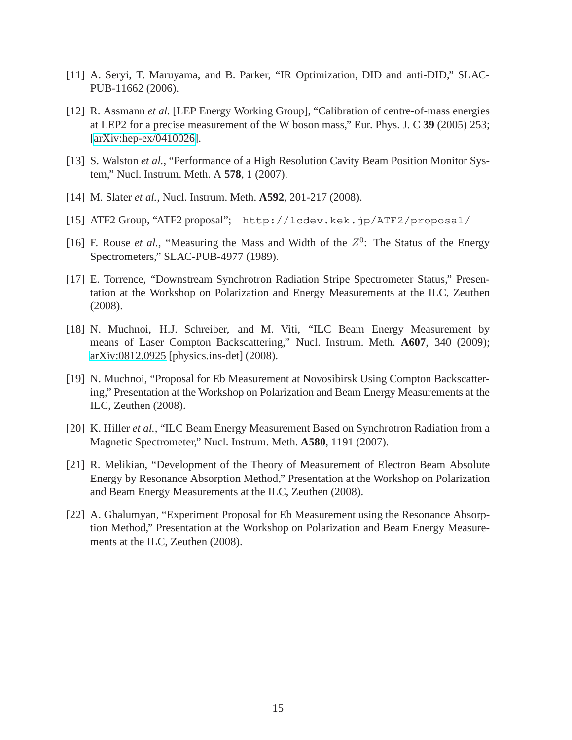[11] A. Seryi, T. Maruyama, and B. Parker, "IR Optimization, DID and anti-DID," SLAC-PUB-11662 (2006).

[12] R. Assmann *et al.* [LEP Energy Working Group], "Calibration of centre-of-mass energies at LEP2 for a precise measurement of the W boson mass," Eur. Phys. J. C **39** (2005) 253; [arXiv:hep-ex/0410026].

[13] S. Walston *et al.*, "Performance of a High Resolution Cavity Beam Position Monitor System," Nucl. Instrum. Meth. A **578**, 1 (2007).

[14] M. Slater *et al.*, Nucl. Instrum. Meth. **A592**, 201-217 (2008).

[15] ATF2 Group, "ATF2 proposal"; `http://lcdev.kek.jp/ATF2/proposal/`

[16] F. Rouse *et al.*, "Measuring the Mass and Width of the $Z^0$: The Status of the Energy Spectrometers," SLAC-PUB-4977 (1989).

[17] E. Torrence, "Downstream Synchrotron Radiation Stripe Spectrometer Status," Presentation at the Workshop on Polarization and Energy Measurements at the ILC, Zeuthen (2008).

[18] N. Muchnoi, H.J. Schreiber, and M. Viti, "ILC Beam Energy Measurement by means of Laser Compton Backscattering," Nucl. Instrum. Meth. **A607**, 340 (2009); arXiv:0812.0925 [physics.ins-det] (2008).

[19] N. Muchnoi, "Proposal for Eb Measurement at Novosibirsk Using Compton Backscattering," Presentation at the Workshop on Polarization and Beam Energy Measurements at the ILC, Zeuthen (2008).

[20] K. Hiller *et al.*, "ILC Beam Energy Measurement Based on Synchrotron Radiation from a Magnetic Spectrometer," Nucl. Instrum. Meth. **A580**, 1191 (2007).

[21] R. Melikian, "Development of the Theory of Measurement of Electron Beam Absolute Energy by Resonance Absorption Method," Presentation at the Workshop on Polarization and Beam Energy Measurements at the ILC, Zeuthen (2008).

[22] A. Ghalumyan, "Experiment Proposal for Eb Measurement using the Resonance Absorption Method," Presentation at the Workshop on Polarization and Beam Energy Measurements at the ILC, Zeuthen (2008).